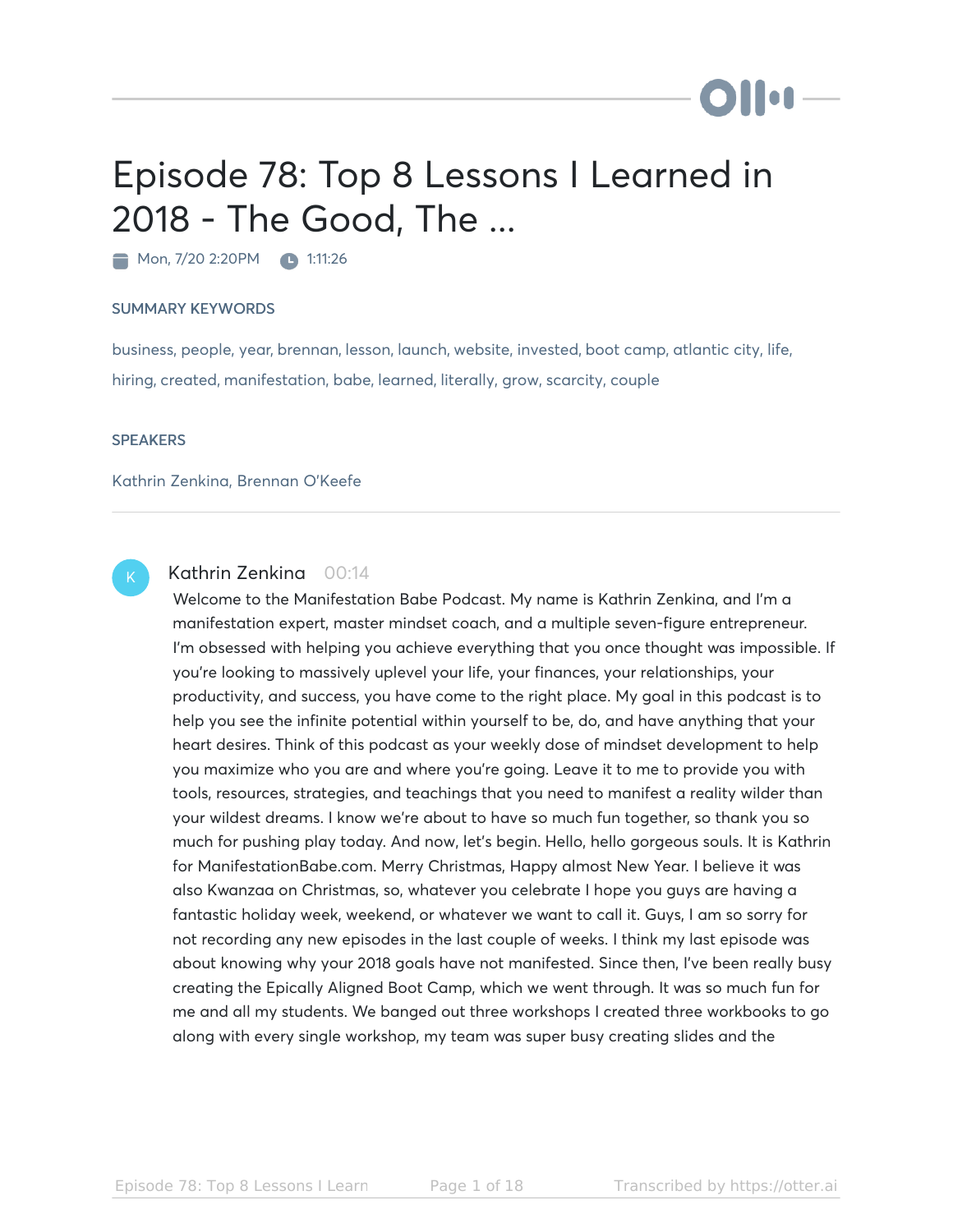# Episode 78: Top 8 Lessons I Learned in 2018 - The Good, The ...

Mon, 7/20 2:20PM 1:11:26

## SUMMARY KEYWORDS

business, people, year, brennan, lesson, launch, website, invested, boot camp, atlantic city, life, hiring, created, manifestation, babe, learned, literally, grow, scarcity, couple

## SPEAKERS

Kathrin Zenkina, Brennan O'Keefe

---

**Kathrin Zenkina** 00:14

Welcome to the Manifestation Babe Podcast. My name is Kathrin Zenkina, and I'm a manifestation expert, master mindset coach, and a multiple seven-figure entrepreneur. I'm obsessed with helping you achieve everything that you once thought was impossible. If you're looking to massively uplevel your life, your finances, your relationships, your productivity, and success, you have come to the right place. My goal in this podcast is to help you see the infinite potential within yourself to be, do, and have anything that your heart desires. Think of this podcast as your weekly dose of mindset development to help you maximize who you are and where you're going. Leave it to me to provide you with tools, resources, strategies, and teachings that you need to manifest a reality wilder than your wildest dreams. I know we're about to have so much fun together, so thank you so much for pushing play today. And now, let's begin. Hello, hello gorgeous souls. It is Kathrin for ManifestationBabe.com. Merry Christmas, Happy almost New Year. I believe it was also Kwanzaa on Christmas, so, whatever you celebrate I hope you guys are having a fantastic holiday week, weekend, or whatever we want to call it. Guys, I am so sorry for not recording any new episodes in the last couple of weeks. I think my last episode was about knowing why your 2018 goals have not manifested. Since then, I've been really busy creating the Epically Aligned Boot Camp, which we went through. It was so much fun for me and all my students. We banged out three workshops I created three workbooks to go along with every single workshop, my team was super busy creating slides and the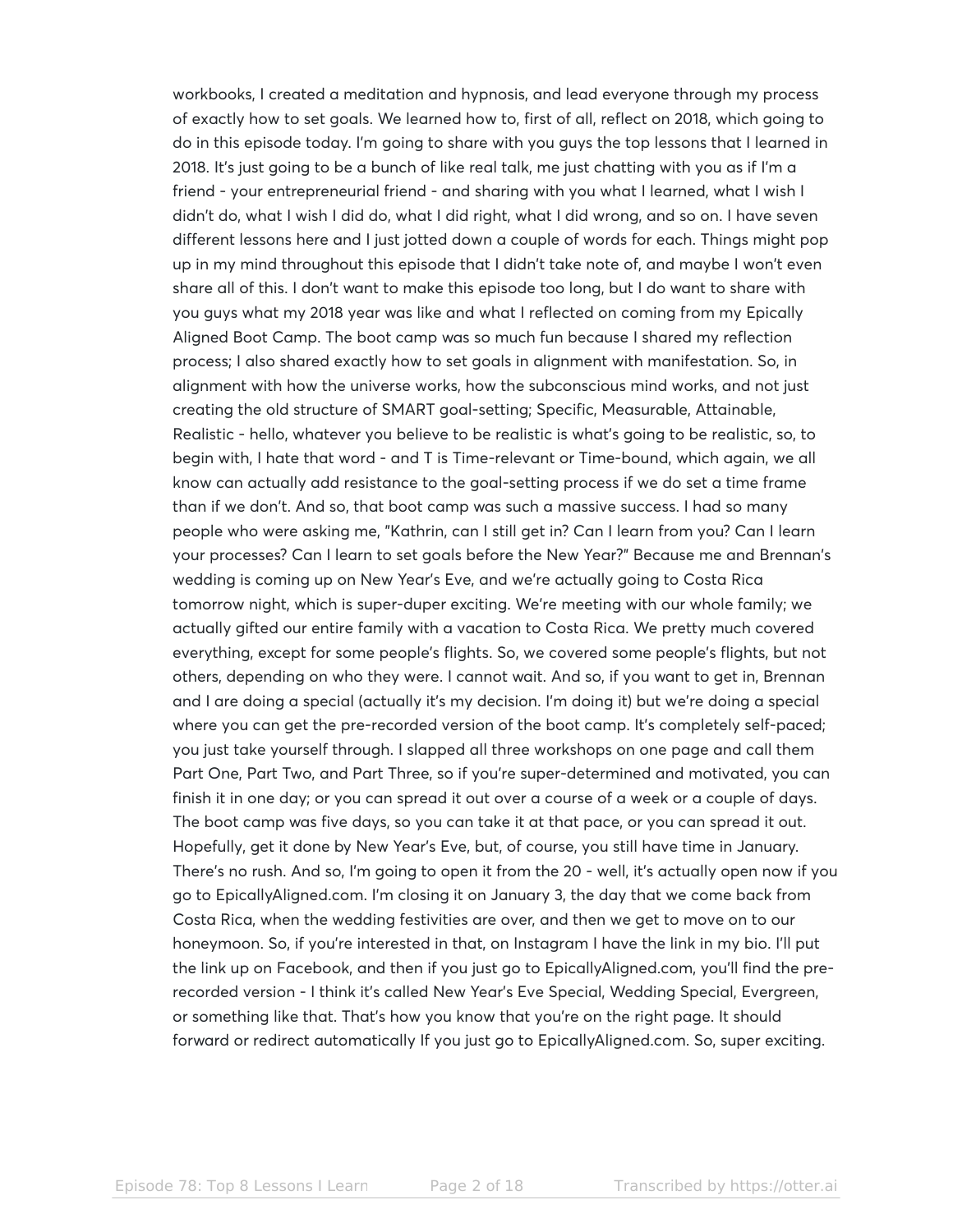workbooks, I created a meditation and hypnosis, and lead everyone through my process of exactly how to set goals. We learned how to, first of all, reflect on 2018, which going to do in this episode today. I'm going to share with you guys the top lessons that I learned in 2018. It's just going to be a bunch of like real talk, me just chatting with you as if I'm a friend - your entrepreneurial friend - and sharing with you what I learned, what I wish I didn't do, what I wish I did do, what I did right, what I did wrong, and so on. I have seven different lessons here and I just jotted down a couple of words for each. Things might pop up in my mind throughout this episode that I didn't take note of, and maybe I won't even share all of this. I don't want to make this episode too long, but I do want to share with you guys what my 2018 year was like and what I reflected on coming from my Epically Aligned Boot Camp. The boot camp was so much fun because I shared my reflection process; I also shared exactly how to set goals in alignment with manifestation. So, in alignment with how the universe works, how the subconscious mind works, and not just creating the old structure of SMART goal-setting; Specific, Measurable, Attainable, Realistic - hello, whatever you believe to be realistic is what's going to be realistic, so, to begin with, I hate that word - and T is Time-relevant or Time-bound, which again, we all know can actually add resistance to the goal-setting process if we do set a time frame than if we don't. And so, that boot camp was such a massive success. I had so many people who were asking me, "Kathrin, can I still get in? Can I learn from you? Can I learn your processes? Can I learn to set goals before the New Year?" Because me and Brennan's wedding is coming up on New Year's Eve, and we're actually going to Costa Rica tomorrow night, which is super-duper exciting. We're meeting with our whole family; we actually gifted our entire family with a vacation to Costa Rica. We pretty much covered everything, except for some people's flights. So, we covered some people's flights, but not others, depending on who they were. I cannot wait. And so, if you want to get in, Brennan and I are doing a special (actually it's my decision. I'm doing it) but we're doing a special where you can get the pre-recorded version of the boot camp. It's completely self-paced; you just take yourself through. I slapped all three workshops on one page and call them Part One, Part Two, and Part Three, so if you're super-determined and motivated, you can finish it in one day; or you can spread it out over a course of a week or a couple of days. The boot camp was five days, so you can take it at that pace, or you can spread it out. Hopefully, get it done by New Year's Eve, but, of course, you still have time in January. There's no rush. And so, I'm going to open it from the 20 - well, it's actually open now if you go to EpicallyAligned.com. I'm closing it on January 3, the day that we come back from Costa Rica, when the wedding festivities are over, and then we get to move on to our honeymoon. So, if you're interested in that, on Instagram I have the link in my bio. I'll put the link up on Facebook, and then if you just go to EpicallyAligned.com, you'll find the pre-recorded version - I think it's called New Year's Eve Special, Wedding Special, Evergreen, or something like that. That's how you know that you're on the right page. It should forward or redirect automatically If you just go to EpicallyAligned.com. So, super exciting.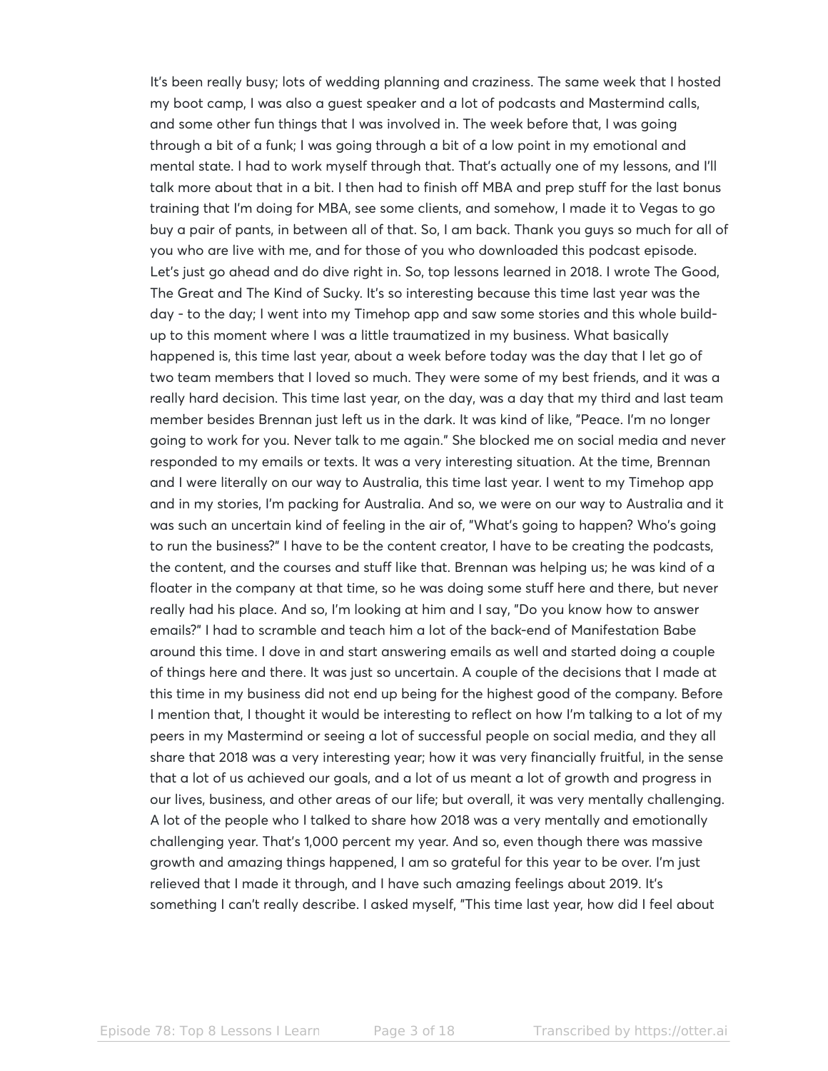It's been really busy; lots of wedding planning and craziness. The same week that I hosted my boot camp, I was also a guest speaker and a lot of podcasts and Mastermind calls, and some other fun things that I was involved in. The week before that, I was going through a bit of a funk; I was going through a bit of a low point in my emotional and mental state. I had to work myself through that. That's actually one of my lessons, and I'll talk more about that in a bit. I then had to finish off MBA and prep stuff for the last bonus training that I'm doing for MBA, see some clients, and somehow, I made it to Vegas to go buy a pair of pants, in between all of that. So, I am back. Thank you guys so much for all of you who are live with me, and for those of you who downloaded this podcast episode. Let's just go ahead and do dive right in. So, top lessons learned in 2018. I wrote The Good, The Great and The Kind of Sucky. It's so interesting because this time last year was the day - to the day; I went into my Timehop app and saw some stories and this whole build-up to this moment where I was a little traumatized in my business. What basically happened is, this time last year, about a week before today was the day that I let go of two team members that I loved so much. They were some of my best friends, and it was a really hard decision. This time last year, on the day, was a day that my third and last team member besides Brennan just left us in the dark. It was kind of like, "Peace. I'm no longer going to work for you. Never talk to me again." She blocked me on social media and never responded to my emails or texts. It was a very interesting situation. At the time, Brennan and I were literally on our way to Australia, this time last year. I went to my Timehop app and in my stories, I'm packing for Australia. And so, we were on our way to Australia and it was such an uncertain kind of feeling in the air of, "What's going to happen? Who's going to run the business?" I have to be the content creator, I have to be creating the podcasts, the content, and the courses and stuff like that. Brennan was helping us; he was kind of a floater in the company at that time, so he was doing some stuff here and there, but never really had his place. And so, I'm looking at him and I say, "Do you know how to answer emails?" I had to scramble and teach him a lot of the back-end of Manifestation Babe around this time. I dove in and start answering emails as well and started doing a couple of things here and there. It was just so uncertain. A couple of the decisions that I made at this time in my business did not end up being for the highest good of the company. Before I mention that, I thought it would be interesting to reflect on how I'm talking to a lot of my peers in my Mastermind or seeing a lot of successful people on social media, and they all share that 2018 was a very interesting year; how it was very financially fruitful, in the sense that a lot of us achieved our goals, and a lot of us meant a lot of growth and progress in our lives, business, and other areas of our life; but overall, it was very mentally challenging. A lot of the people who I talked to share how 2018 was a very mentally and emotionally challenging year. That's 1,000 percent my year. And so, even though there was massive growth and amazing things happened, I am so grateful for this year to be over. I'm just relieved that I made it through, and I have such amazing feelings about 2019. It's something I can't really describe. I asked myself, "This time last year, how did I feel about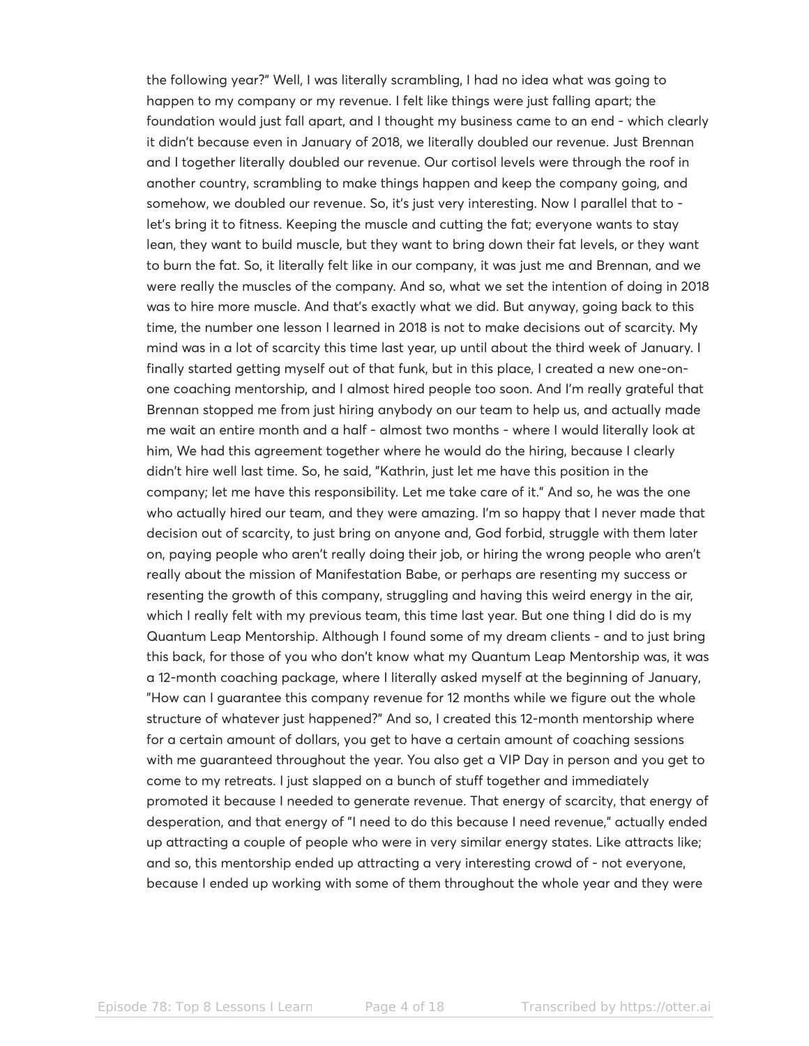the following year?" Well, I was literally scrambling, I had no idea what was going to happen to my company or my revenue. I felt like things were just falling apart; the foundation would just fall apart, and I thought my business came to an end - which clearly it didn't because even in January of 2018, we literally doubled our revenue. Just Brennan and I together literally doubled our revenue. Our cortisol levels were through the roof in another country, scrambling to make things happen and keep the company going, and somehow, we doubled our revenue. So, it's just very interesting. Now I parallel that to - let's bring it to fitness. Keeping the muscle and cutting the fat; everyone wants to stay lean, they want to build muscle, but they want to bring down their fat levels, or they want to burn the fat. So, it literally felt like in our company, it was just me and Brennan, and we were really the muscles of the company. And so, what we set the intention of doing in 2018 was to hire more muscle. And that's exactly what we did. But anyway, going back to this time, the number one lesson I learned in 2018 is not to make decisions out of scarcity. My mind was in a lot of scarcity this time last year, up until about the third week of January. I finally started getting myself out of that funk, but in this place, I created a new one-on-one coaching mentorship, and I almost hired people too soon. And I'm really grateful that Brennan stopped me from just hiring anybody on our team to help us, and actually made me wait an entire month and a half - almost two months - where I would literally look at him, We had this agreement together where he would do the hiring, because I clearly didn't hire well last time. So, he said, "Kathrin, just let me have this position in the company; let me have this responsibility. Let me take care of it." And so, he was the one who actually hired our team, and they were amazing. I'm so happy that I never made that decision out of scarcity, to just bring on anyone and, God forbid, struggle with them later on, paying people who aren't really doing their job, or hiring the wrong people who aren't really about the mission of Manifestation Babe, or perhaps are resenting my success or resenting the growth of this company, struggling and having this weird energy in the air, which I really felt with my previous team, this time last year. But one thing I did do is my Quantum Leap Mentorship. Although I found some of my dream clients - and to just bring this back, for those of you who don't know what my Quantum Leap Mentorship was, it was a 12-month coaching package, where I literally asked myself at the beginning of January, "How can I guarantee this company revenue for 12 months while we figure out the whole structure of whatever just happened?" And so, I created this 12-month mentorship where for a certain amount of dollars, you get to have a certain amount of coaching sessions with me guaranteed throughout the year. You also get a VIP Day in person and you get to come to my retreats. I just slapped on a bunch of stuff together and immediately promoted it because I needed to generate revenue. That energy of scarcity, that energy of desperation, and that energy of "I need to do this because I need revenue," actually ended up attracting a couple of people who were in very similar energy states. Like attracts like; and so, this mentorship ended up attracting a very interesting crowd of - not everyone, because I ended up working with some of them throughout the whole year and they were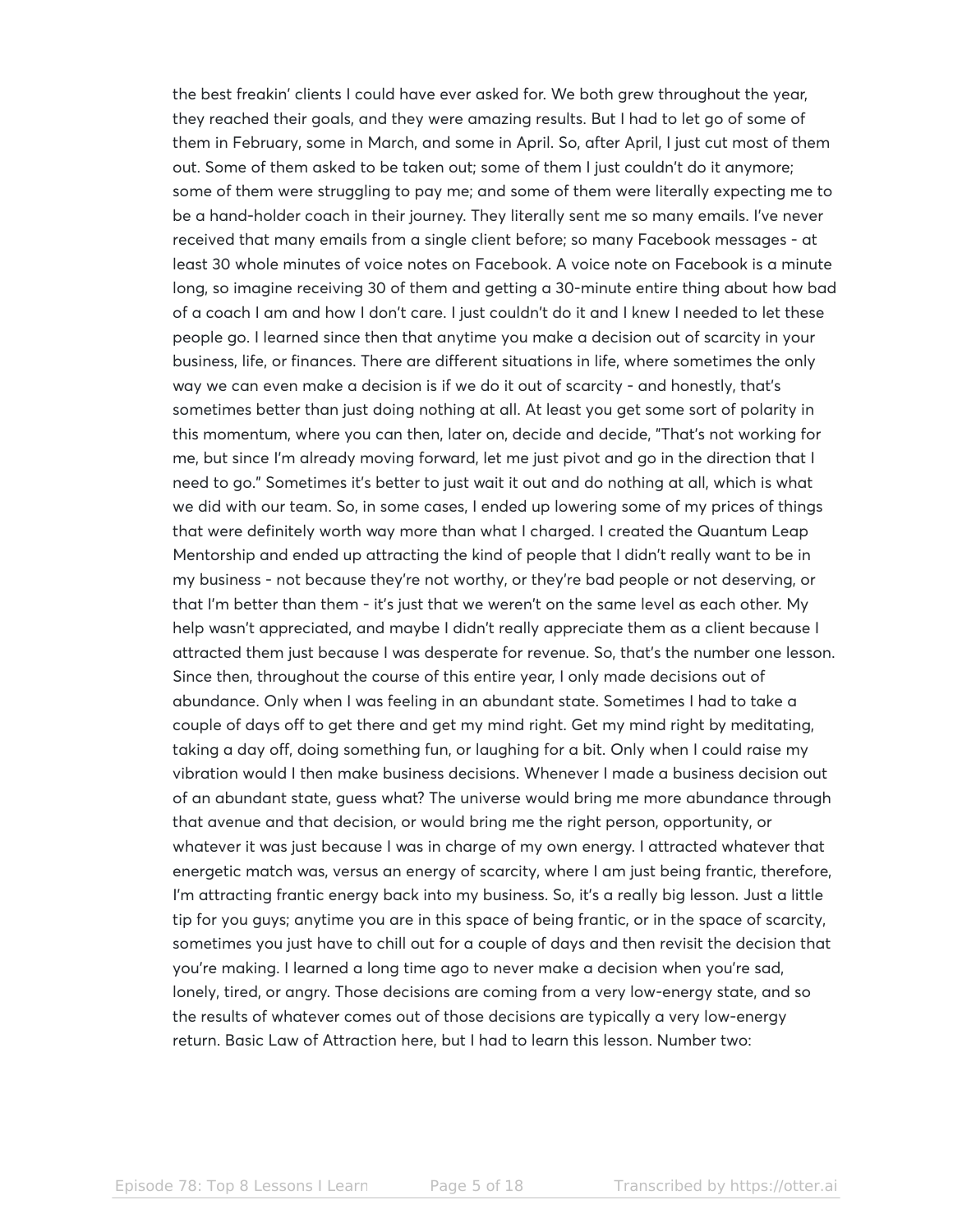the best freakin' clients I could have ever asked for. We both grew throughout the year, they reached their goals, and they were amazing results. But I had to let go of some of them in February, some in March, and some in April. So, after April, I just cut most of them out. Some of them asked to be taken out; some of them I just couldn't do it anymore; some of them were struggling to pay me; and some of them were literally expecting me to be a hand-holder coach in their journey. They literally sent me so many emails. I've never received that many emails from a single client before; so many Facebook messages - at least 30 whole minutes of voice notes on Facebook. A voice note on Facebook is a minute long, so imagine receiving 30 of them and getting a 30-minute entire thing about how bad of a coach I am and how I don't care. I just couldn't do it and I knew I needed to let these people go. I learned since then that anytime you make a decision out of scarcity in your business, life, or finances. There are different situations in life, where sometimes the only way we can even make a decision is if we do it out of scarcity - and honestly, that's sometimes better than just doing nothing at all. At least you get some sort of polarity in this momentum, where you can then, later on, decide and decide, "That's not working for me, but since I'm already moving forward, let me just pivot and go in the direction that I need to go." Sometimes it's better to just wait it out and do nothing at all, which is what we did with our team. So, in some cases, I ended up lowering some of my prices of things that were definitely worth way more than what I charged. I created the Quantum Leap Mentorship and ended up attracting the kind of people that I didn't really want to be in my business - not because they're not worthy, or they're bad people or not deserving, or that I'm better than them - it's just that we weren't on the same level as each other. My help wasn't appreciated, and maybe I didn't really appreciate them as a client because I attracted them just because I was desperate for revenue. So, that's the number one lesson. Since then, throughout the course of this entire year, I only made decisions out of abundance. Only when I was feeling in an abundant state. Sometimes I had to take a couple of days off to get there and get my mind right. Get my mind right by meditating, taking a day off, doing something fun, or laughing for a bit. Only when I could raise my vibration would I then make business decisions. Whenever I made a business decision out of an abundant state, guess what? The universe would bring me more abundance through that avenue and that decision, or would bring me the right person, opportunity, or whatever it was just because I was in charge of my own energy. I attracted whatever that energetic match was, versus an energy of scarcity, where I am just being frantic, therefore, I'm attracting frantic energy back into my business. So, it's a really big lesson. Just a little tip for you guys; anytime you are in this space of being frantic, or in the space of scarcity, sometimes you just have to chill out for a couple of days and then revisit the decision that you're making. I learned a long time ago to never make a decision when you're sad, lonely, tired, or angry. Those decisions are coming from a very low-energy state, and so the results of whatever comes out of those decisions are typically a very low-energy return. Basic Law of Attraction here, but I had to learn this lesson. Number two: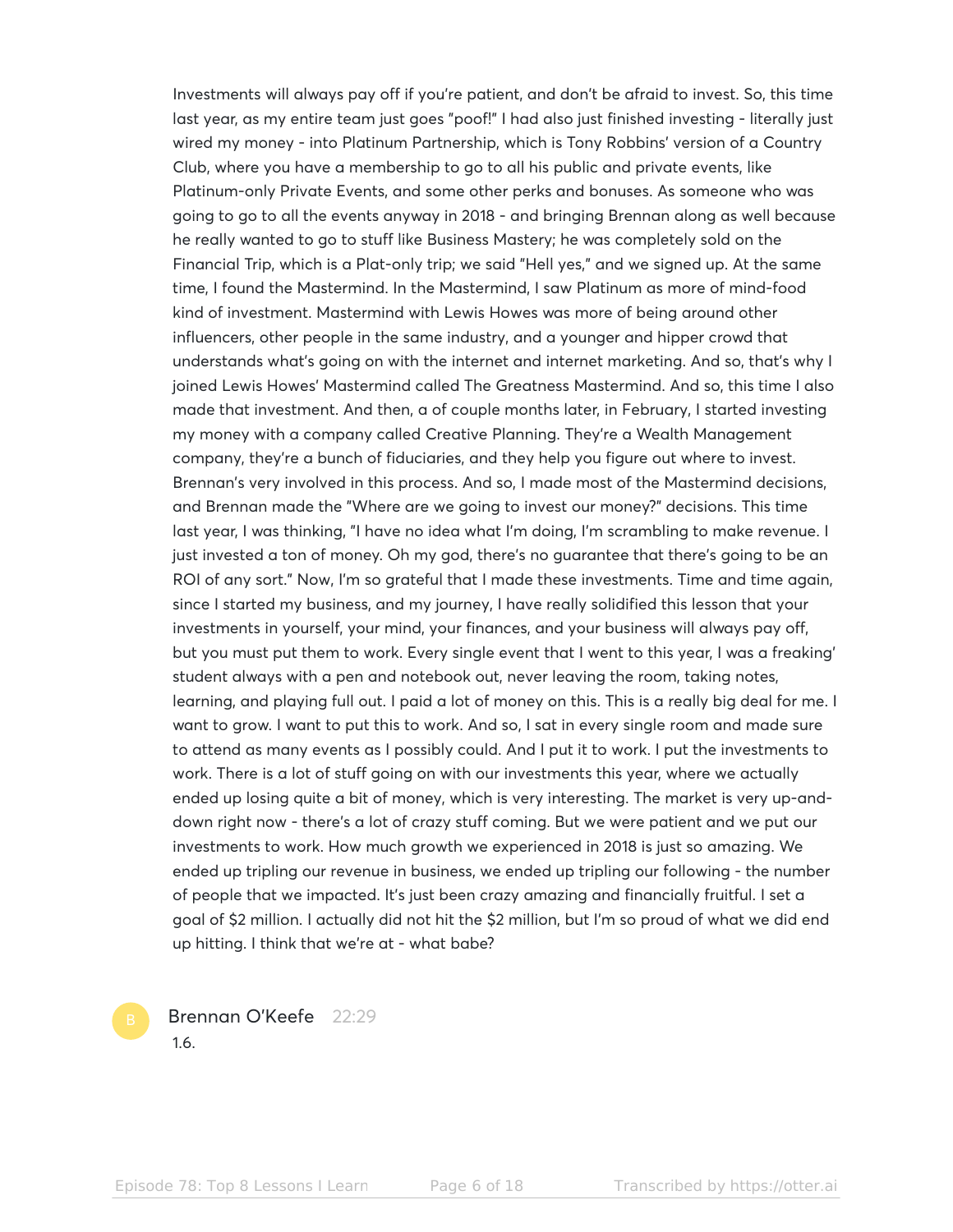Investments will always pay off if you're patient, and don't be afraid to invest. So, this time last year, as my entire team just goes "poof!" I had also just finished investing - literally just wired my money - into Platinum Partnership, which is Tony Robbins' version of a Country Club, where you have a membership to go to all his public and private events, like Platinum-only Private Events, and some other perks and bonuses. As someone who was going to go to all the events anyway in 2018 - and bringing Brennan along as well because he really wanted to go to stuff like Business Mastery; he was completely sold on the Financial Trip, which is a Plat-only trip; we said "Hell yes," and we signed up. At the same time, I found the Mastermind. In the Mastermind, I saw Platinum as more of mind-food kind of investment. Mastermind with Lewis Howes was more of being around other influencers, other people in the same industry, and a younger and hipper crowd that understands what's going on with the internet and internet marketing. And so, that's why I joined Lewis Howes' Mastermind called The Greatness Mastermind. And so, this time I also made that investment. And then, a of couple months later, in February, I started investing my money with a company called Creative Planning. They're a Wealth Management company, they're a bunch of fiduciaries, and they help you figure out where to invest. Brennan's very involved in this process. And so, I made most of the Mastermind decisions, and Brennan made the "Where are we going to invest our money?" decisions. This time last year, I was thinking, "I have no idea what I'm doing, I'm scrambling to make revenue. I just invested a ton of money. Oh my god, there's no guarantee that there's going to be an ROI of any sort." Now, I'm so grateful that I made these investments. Time and time again, since I started my business, and my journey, I have really solidified this lesson that your investments in yourself, your mind, your finances, and your business will always pay off, but you must put them to work. Every single event that I went to this year, I was a freaking' student always with a pen and notebook out, never leaving the room, taking notes, learning, and playing full out. I paid a lot of money on this. This is a really big deal for me. I want to grow. I want to put this to work. And so, I sat in every single room and made sure to attend as many events as I possibly could. And I put it to work. I put the investments to work. There is a lot of stuff going on with our investments this year, where we actually ended up losing quite a bit of money, which is very interesting. The market is very up-and-down right now - there's a lot of crazy stuff coming. But we were patient and we put our investments to work. How much growth we experienced in 2018 is just so amazing. We ended up tripling our revenue in business, we ended up tripling our following - the number of people that we impacted. It's just been crazy amazing and financially fruitful. I set a goal of $2 million. I actually did not hit the $2 million, but I'm so proud of what we did end up hitting. I think that we're at - what babe?

**Brennan O'Keefe** 22:29

1.6.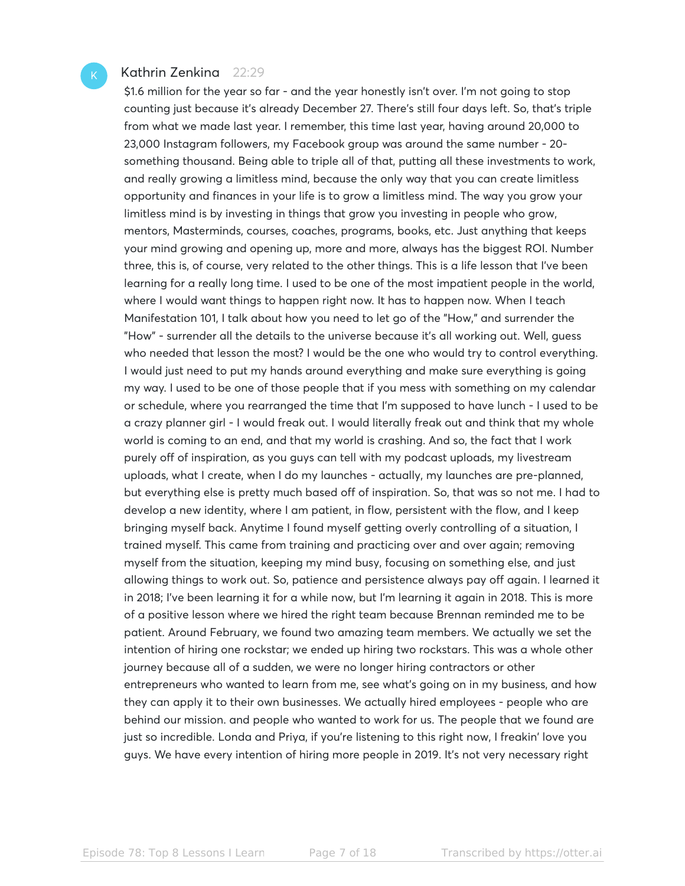Kathrin Zenkina 22:29

$1.6 million for the year so far - and the year honestly isn't over. I'm not going to stop counting just because it's already December 27. There's still four days left. So, that's triple from what we made last year. I remember, this time last year, having around 20,000 to 23,000 Instagram followers, my Facebook group was around the same number - 20-something thousand. Being able to triple all of that, putting all these investments to work, and really growing a limitless mind, because the only way that you can create limitless opportunity and finances in your life is to grow a limitless mind. The way you grow your limitless mind is by investing in things that grow you investing in people who grow, mentors, Masterminds, courses, coaches, programs, books, etc. Just anything that keeps your mind growing and opening up, more and more, always has the biggest ROI. Number three, this is, of course, very related to the other things. This is a life lesson that I've been learning for a really long time. I used to be one of the most impatient people in the world, where I would want things to happen right now. It has to happen now. When I teach Manifestation 101, I talk about how you need to let go of the "How," and surrender the "How" - surrender all the details to the universe because it's all working out. Well, guess who needed that lesson the most? I would be the one who would try to control everything. I would just need to put my hands around everything and make sure everything is going my way. I used to be one of those people that if you mess with something on my calendar or schedule, where you rearranged the time that I'm supposed to have lunch - I used to be a crazy planner girl - I would freak out. I would literally freak out and think that my whole world is coming to an end, and that my world is crashing. And so, the fact that I work purely off of inspiration, as you guys can tell with my podcast uploads, my livestream uploads, what I create, when I do my launches - actually, my launches are pre-planned, but everything else is pretty much based off of inspiration. So, that was so not me. I had to develop a new identity, where I am patient, in flow, persistent with the flow, and I keep bringing myself back. Anytime I found myself getting overly controlling of a situation, I trained myself. This came from training and practicing over and over again; removing myself from the situation, keeping my mind busy, focusing on something else, and just allowing things to work out. So, patience and persistence always pay off again. I learned it in 2018; I've been learning it for a while now, but I'm learning it again in 2018. This is more of a positive lesson where we hired the right team because Brennan reminded me to be patient. Around February, we found two amazing team members. We actually we set the intention of hiring one rockstar; we ended up hiring two rockstars. This was a whole other journey because all of a sudden, we were no longer hiring contractors or other entrepreneurs who wanted to learn from me, see what's going on in my business, and how they can apply it to their own businesses. We actually hired employees - people who are behind our mission. and people who wanted to work for us. The people that we found are just so incredible. Londa and Priya, if you're listening to this right now, I freakin' love you guys. We have every intention of hiring more people in 2019. It's not very necessary right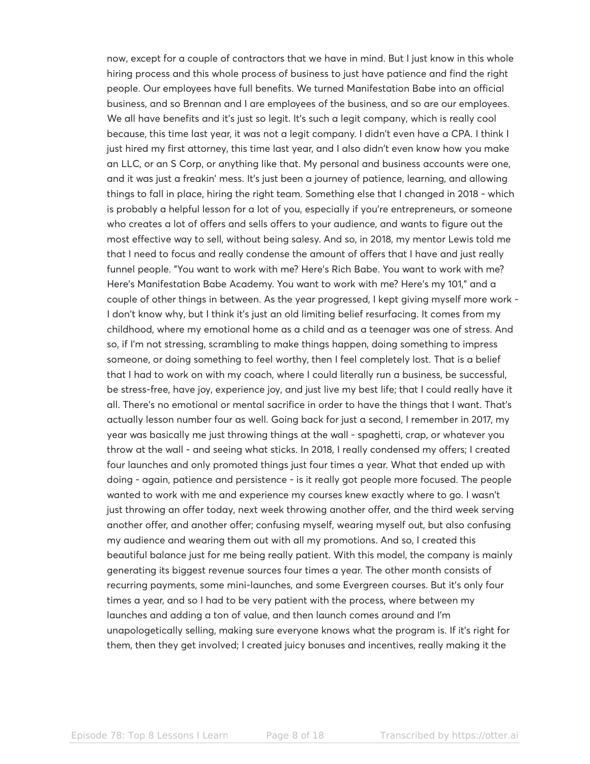now, except for a couple of contractors that we have in mind. But I just know in this whole hiring process and this whole process of business to just have patience and find the right people. Our employees have full benefits. We turned Manifestation Babe into an official business, and so Brennan and I are employees of the business, and so are our employees. We all have benefits and it's just so legit. It's such a legit company, which is really cool because, this time last year, it was not a legit company. I didn't even have a CPA. I think I just hired my first attorney, this time last year, and I also didn't even know how you make an LLC, or an S Corp, or anything like that. My personal and business accounts were one, and it was just a freakin' mess. It's just been a journey of patience, learning, and allowing things to fall in place, hiring the right team. Something else that I changed in 2018 - which is probably a helpful lesson for a lot of you, especially if you're entrepreneurs, or someone who creates a lot of offers and sells offers to your audience, and wants to figure out the most effective way to sell, without being salesy. And so, in 2018, my mentor Lewis told me that I need to focus and really condense the amount of offers that I have and just really funnel people. "You want to work with me? Here's Rich Babe. You want to work with me? Here's Manifestation Babe Academy. You want to work with me? Here's my 101," and a couple of other things in between. As the year progressed, I kept giving myself more work - I don't know why, but I think it's just an old limiting belief resurfacing. It comes from my childhood, where my emotional home as a child and as a teenager was one of stress. And so, if I'm not stressing, scrambling to make things happen, doing something to impress someone, or doing something to feel worthy, then I feel completely lost. That is a belief that I had to work on with my coach, where I could literally run a business, be successful, be stress-free, have joy, experience joy, and just live my best life; that I could really have it all. There's no emotional or mental sacrifice in order to have the things that I want. That's actually lesson number four as well. Going back for just a second, I remember in 2017, my year was basically me just throwing things at the wall - spaghetti, crap, or whatever you throw at the wall - and seeing what sticks. In 2018, I really condensed my offers; I created four launches and only promoted things just four times a year. What that ended up with doing - again, patience and persistence - is it really got people more focused. The people wanted to work with me and experience my courses knew exactly where to go. I wasn't just throwing an offer today, next week throwing another offer, and the third week serving another offer, and another offer; confusing myself, wearing myself out, but also confusing my audience and wearing them out with all my promotions. And so, I created this beautiful balance just for me being really patient. With this model, the company is mainly generating its biggest revenue sources four times a year. The other month consists of recurring payments, some mini-launches, and some Evergreen courses. But it's only four times a year, and so I had to be very patient with the process, where between my launches and adding a ton of value, and then launch comes around and I'm unapologetically selling, making sure everyone knows what the program is. If it's right for them, then they get involved; I created juicy bonuses and incentives, really making it the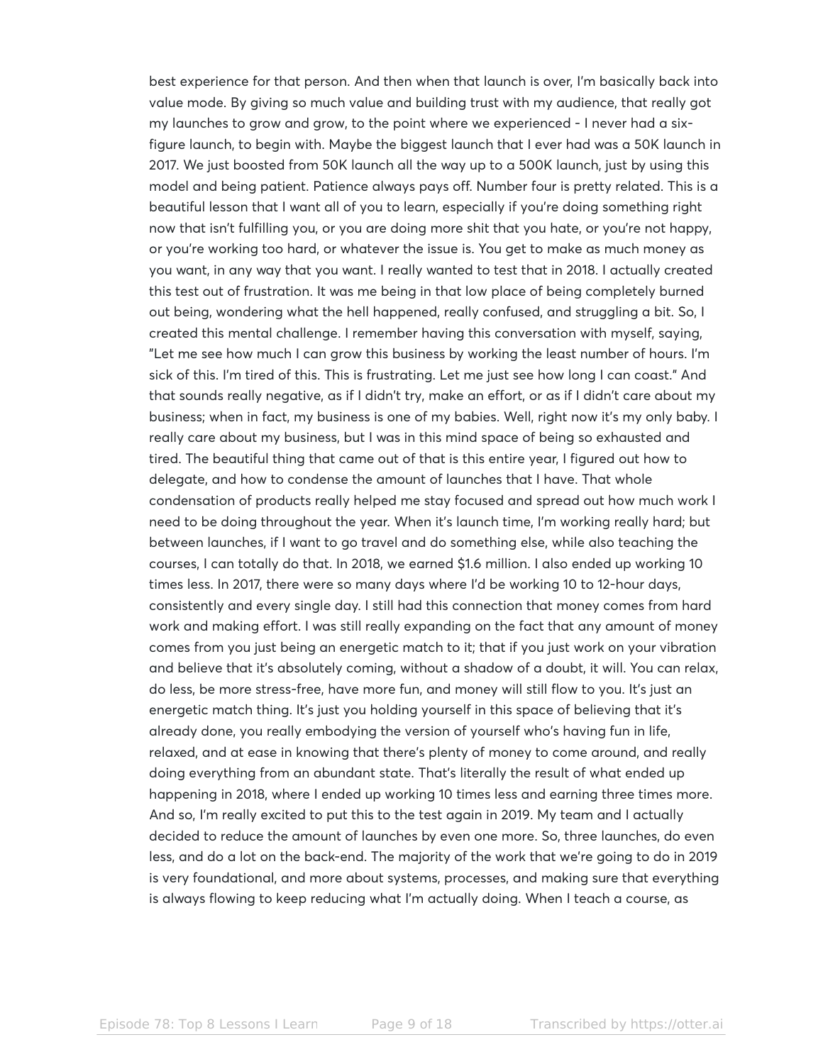best experience for that person. And then when that launch is over, I'm basically back into value mode. By giving so much value and building trust with my audience, that really got my launches to grow and grow, to the point where we experienced - I never had a six-figure launch, to begin with. Maybe the biggest launch that I ever had was a 50K launch in 2017. We just boosted from 50K launch all the way up to a 500K launch, just by using this model and being patient. Patience always pays off. Number four is pretty related. This is a beautiful lesson that I want all of you to learn, especially if you're doing something right now that isn't fulfilling you, or you are doing more shit that you hate, or you're not happy, or you're working too hard, or whatever the issue is. You get to make as much money as you want, in any way that you want. I really wanted to test that in 2018. I actually created this test out of frustration. It was me being in that low place of being completely burned out being, wondering what the hell happened, really confused, and struggling a bit. So, I created this mental challenge. I remember having this conversation with myself, saying, "Let me see how much I can grow this business by working the least number of hours. I'm sick of this. I'm tired of this. This is frustrating. Let me just see how long I can coast." And that sounds really negative, as if I didn't try, make an effort, or as if I didn't care about my business; when in fact, my business is one of my babies. Well, right now it's my only baby. I really care about my business, but I was in this mind space of being so exhausted and tired. The beautiful thing that came out of that is this entire year, I figured out how to delegate, and how to condense the amount of launches that I have. That whole condensation of products really helped me stay focused and spread out how much work I need to be doing throughout the year. When it's launch time, I'm working really hard; but between launches, if I want to go travel and do something else, while also teaching the courses, I can totally do that. In 2018, we earned $1.6 million. I also ended up working 10 times less. In 2017, there were so many days where I'd be working 10 to 12-hour days, consistently and every single day. I still had this connection that money comes from hard work and making effort. I was still really expanding on the fact that any amount of money comes from you just being an energetic match to it; that if you just work on your vibration and believe that it's absolutely coming, without a shadow of a doubt, it will. You can relax, do less, be more stress-free, have more fun, and money will still flow to you. It's just an energetic match thing. It's just you holding yourself in this space of believing that it's already done, you really embodying the version of yourself who's having fun in life, relaxed, and at ease in knowing that there's plenty of money to come around, and really doing everything from an abundant state. That's literally the result of what ended up happening in 2018, where I ended up working 10 times less and earning three times more. And so, I'm really excited to put this to the test again in 2019. My team and I actually decided to reduce the amount of launches by even one more. So, three launches, do even less, and do a lot on the back-end. The majority of the work that we're going to do in 2019 is very foundational, and more about systems, processes, and making sure that everything is always flowing to keep reducing what I'm actually doing. When I teach a course, as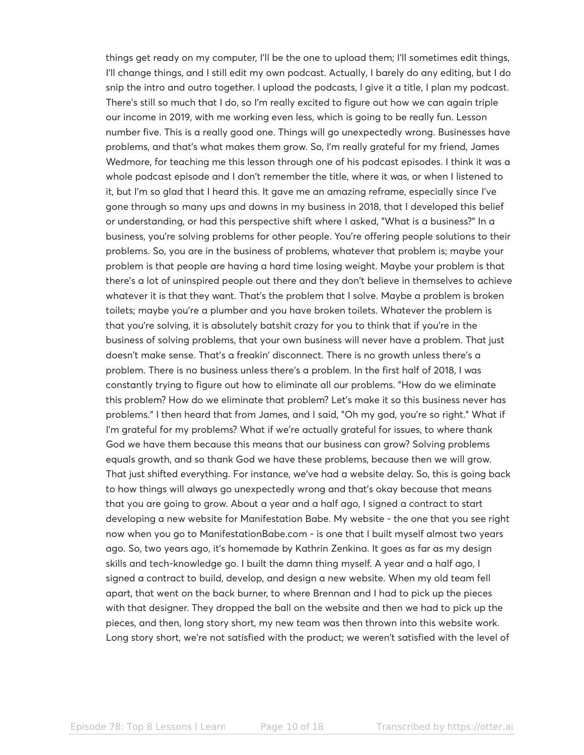things get ready on my computer, I'll be the one to upload them; I'll sometimes edit things, I'll change things, and I still edit my own podcast. Actually, I barely do any editing, but I do snip the intro and outro together. I upload the podcasts, I give it a title, I plan my podcast. There's still so much that I do, so I'm really excited to figure out how we can again triple our income in 2019, with me working even less, which is going to be really fun. Lesson number five. This is a really good one. Things will go unexpectedly wrong. Businesses have problems, and that's what makes them grow. So, I'm really grateful for my friend, James Wedmore, for teaching me this lesson through one of his podcast episodes. I think it was a whole podcast episode and I don't remember the title, where it was, or when I listened to it, but I'm so glad that I heard this. It gave me an amazing reframe, especially since I've gone through so many ups and downs in my business in 2018, that I developed this belief or understanding, or had this perspective shift where I asked, "What is a business?" In a business, you're solving problems for other people. You're offering people solutions to their problems. So, you are in the business of problems, whatever that problem is; maybe your problem is that people are having a hard time losing weight. Maybe your problem is that there's a lot of uninspired people out there and they don't believe in themselves to achieve whatever it is that they want. That's the problem that I solve. Maybe a problem is broken toilets; maybe you're a plumber and you have broken toilets. Whatever the problem is that you're solving, it is absolutely batshit crazy for you to think that if you're in the business of solving problems, that your own business will never have a problem. That just doesn't make sense. That's a freakin' disconnect. There is no growth unless there's a problem. There is no business unless there's a problem. In the first half of 2018, I was constantly trying to figure out how to eliminate all our problems. "How do we eliminate this problem? How do we eliminate that problem? Let's make it so this business never has problems." I then heard that from James, and I said, "Oh my god, you're so right." What if I'm grateful for my problems? What if we're actually grateful for issues, to where thank God we have them because this means that our business can grow? Solving problems equals growth, and so thank God we have these problems, because then we will grow. That just shifted everything. For instance, we've had a website delay. So, this is going back to how things will always go unexpectedly wrong and that's okay because that means that you are going to grow. About a year and a half ago, I signed a contract to start developing a new website for Manifestation Babe. My website - the one that you see right now when you go to ManifestationBabe.com - is one that I built myself almost two years ago. So, two years ago, it's homemade by Kathrin Zenkina. It goes as far as my design skills and tech-knowledge go. I built the damn thing myself. A year and a half ago, I signed a contract to build, develop, and design a new website. When my old team fell apart, that went on the back burner, to where Brennan and I had to pick up the pieces with that designer. They dropped the ball on the website and then we had to pick up the pieces, and then, long story short, my new team was then thrown into this website work. Long story short, we're not satisfied with the product; we weren't satisfied with the level of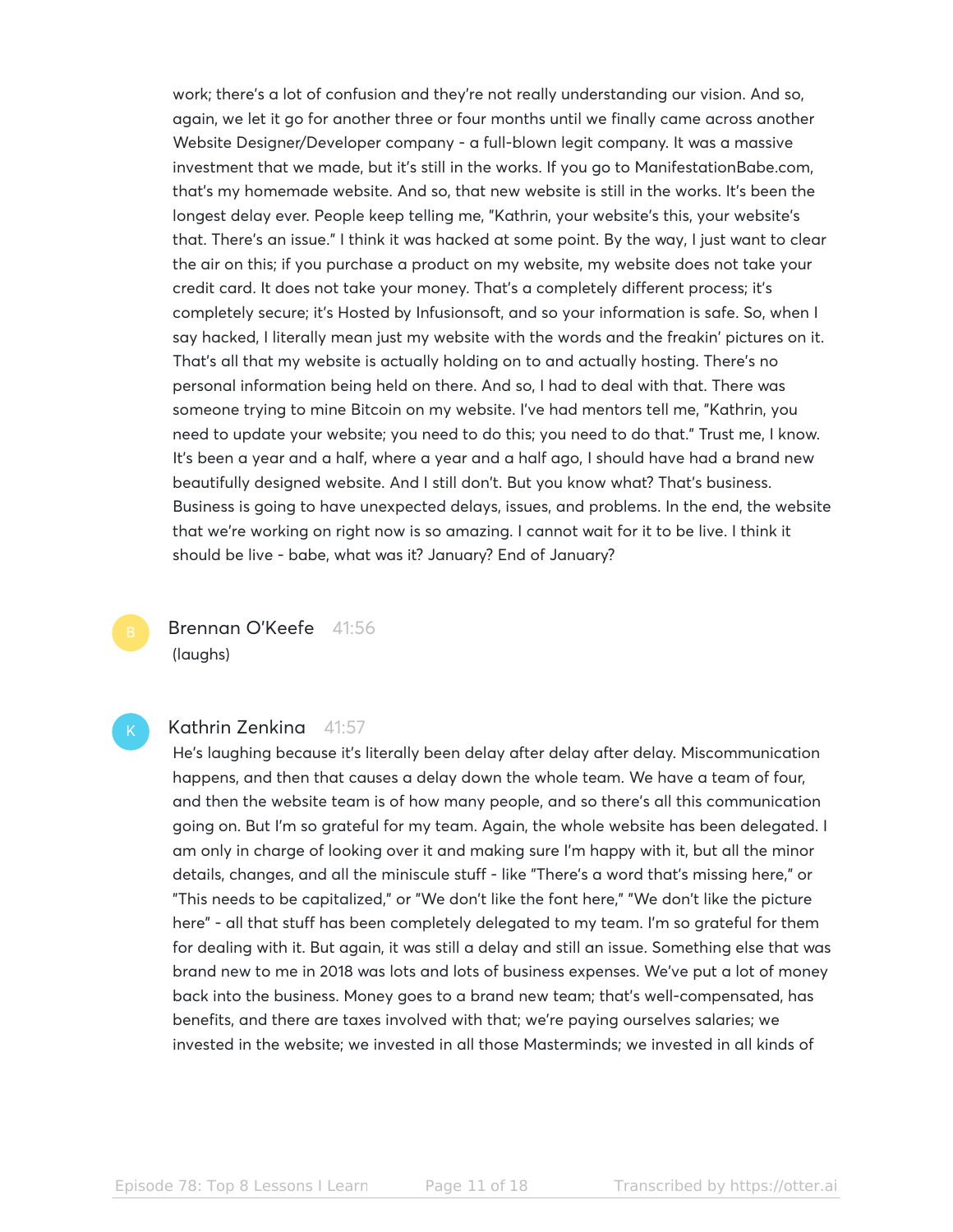work; there's a lot of confusion and they're not really understanding our vision. And so, again, we let it go for another three or four months until we finally came across another Website Designer/Developer company - a full-blown legit company. It was a massive investment that we made, but it's still in the works. If you go to ManifestationBabe.com, that's my homemade website. And so, that new website is still in the works. It's been the longest delay ever. People keep telling me, "Kathrin, your website's this, your website's that. There's an issue." I think it was hacked at some point. By the way, I just want to clear the air on this; if you purchase a product on my website, my website does not take your credit card. It does not take your money. That's a completely different process; it's completely secure; it's Hosted by Infusionsoft, and so your information is safe. So, when I say hacked, I literally mean just my website with the words and the freakin' pictures on it. That's all that my website is actually holding on to and actually hosting. There's no personal information being held on there. And so, I had to deal with that. There was someone trying to mine Bitcoin on my website. I've had mentors tell me, "Kathrin, you need to update your website; you need to do this; you need to do that." Trust me, I know. It's been a year and a half, where a year and a half ago, I should have had a brand new beautifully designed website. And I still don't. But you know what? That's business. Business is going to have unexpected delays, issues, and problems. In the end, the website that we're working on right now is so amazing. I cannot wait for it to be live. I think it should be live - babe, what was it? January? End of January?

**Brennan O'Keefe** 41:56

(laughs)

**Kathrin Zenkina** 41:57

He's laughing because it's literally been delay after delay after delay. Miscommunication happens, and then that causes a delay down the whole team. We have a team of four, and then the website team is of how many people, and so there's all this communication going on. But I'm so grateful for my team. Again, the whole website has been delegated. I am only in charge of looking over it and making sure I'm happy with it, but all the minor details, changes, and all the miniscule stuff - like "There's a word that's missing here," or "This needs to be capitalized," or "We don't like the font here," "We don't like the picture here" - all that stuff has been completely delegated to my team. I'm so grateful for them for dealing with it. But again, it was still a delay and still an issue. Something else that was brand new to me in 2018 was lots and lots of business expenses. We've put a lot of money back into the business. Money goes to a brand new team; that's well-compensated, has benefits, and there are taxes involved with that; we're paying ourselves salaries; we invested in the website; we invested in all those Masterminds; we invested in all kinds of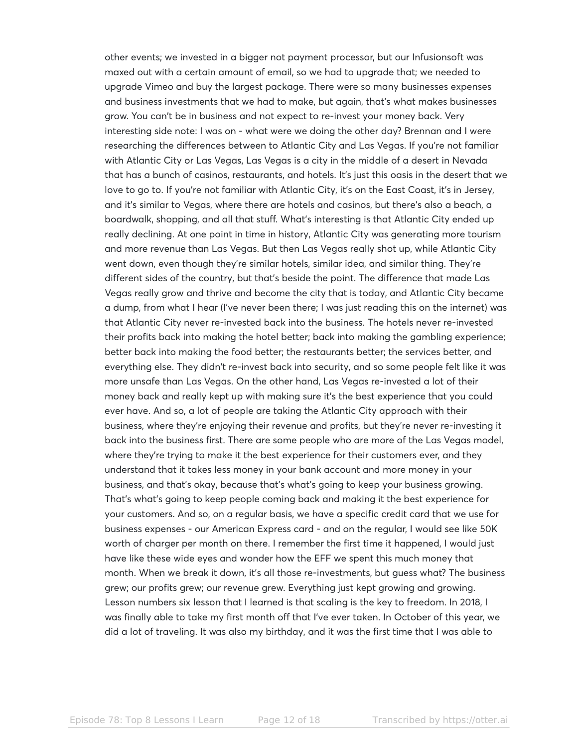other events; we invested in a bigger not payment processor, but our Infusionsoft was maxed out with a certain amount of email, so we had to upgrade that; we needed to upgrade Vimeo and buy the largest package. There were so many businesses expenses and business investments that we had to make, but again, that's what makes businesses grow. You can't be in business and not expect to re-invest your money back. Very interesting side note: I was on - what were we doing the other day? Brennan and I were researching the differences between to Atlantic City and Las Vegas. If you're not familiar with Atlantic City or Las Vegas, Las Vegas is a city in the middle of a desert in Nevada that has a bunch of casinos, restaurants, and hotels. It's just this oasis in the desert that we love to go to. If you're not familiar with Atlantic City, it's on the East Coast, it's in Jersey, and it's similar to Vegas, where there are hotels and casinos, but there's also a beach, a boardwalk, shopping, and all that stuff. What's interesting is that Atlantic City ended up really declining. At one point in time in history, Atlantic City was generating more tourism and more revenue than Las Vegas. But then Las Vegas really shot up, while Atlantic City went down, even though they're similar hotels, similar idea, and similar thing. They're different sides of the country, but that's beside the point. The difference that made Las Vegas really grow and thrive and become the city that is today, and Atlantic City became a dump, from what I hear (I've never been there; I was just reading this on the internet) was that Atlantic City never re-invested back into the business. The hotels never re-invested their profits back into making the hotel better; back into making the gambling experience; better back into making the food better; the restaurants better; the services better, and everything else. They didn't re-invest back into security, and so some people felt like it was more unsafe than Las Vegas. On the other hand, Las Vegas re-invested a lot of their money back and really kept up with making sure it's the best experience that you could ever have. And so, a lot of people are taking the Atlantic City approach with their business, where they're enjoying their revenue and profits, but they're never re-investing it back into the business first. There are some people who are more of the Las Vegas model, where they're trying to make it the best experience for their customers ever, and they understand that it takes less money in your bank account and more money in your business, and that's okay, because that's what's going to keep your business growing. That's what's going to keep people coming back and making it the best experience for your customers. And so, on a regular basis, we have a specific credit card that we use for business expenses - our American Express card - and on the regular, I would see like 50K worth of charger per month on there. I remember the first time it happened, I would just have like these wide eyes and wonder how the EFF we spent this much money that month. When we break it down, it's all those re-investments, but guess what? The business grew; our profits grew; our revenue grew. Everything just kept growing and growing. Lesson numbers six lesson that I learned is that scaling is the key to freedom. In 2018, I was finally able to take my first month off that I've ever taken. In October of this year, we did a lot of traveling. It was also my birthday, and it was the first time that I was able to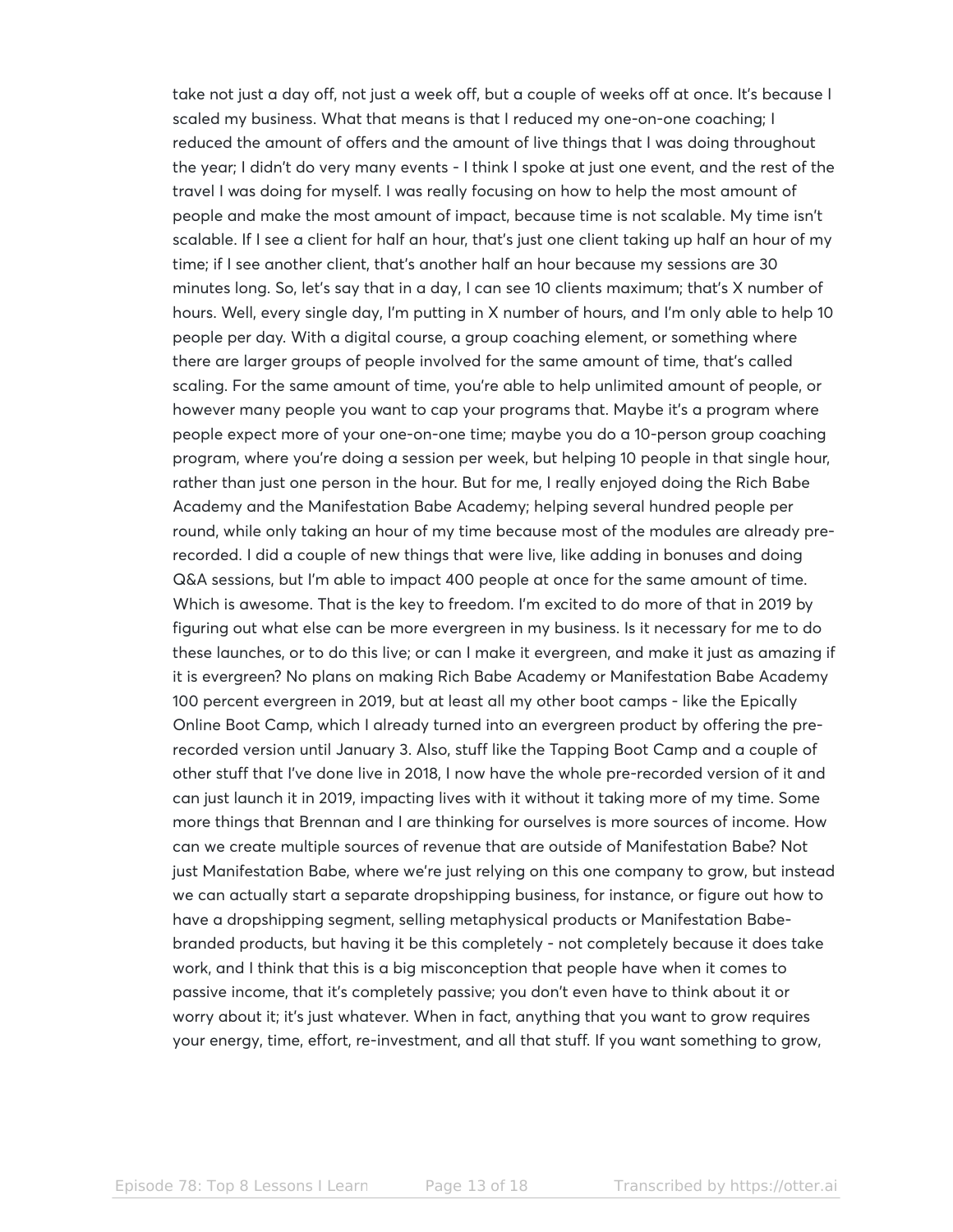take not just a day off, not just a week off, but a couple of weeks off at once. It's because I scaled my business. What that means is that I reduced my one-on-one coaching; I reduced the amount of offers and the amount of live things that I was doing throughout the year; I didn't do very many events - I think I spoke at just one event, and the rest of the travel I was doing for myself. I was really focusing on how to help the most amount of people and make the most amount of impact, because time is not scalable. My time isn't scalable. If I see a client for half an hour, that's just one client taking up half an hour of my time; if I see another client, that's another half an hour because my sessions are 30 minutes long. So, let's say that in a day, I can see 10 clients maximum; that's X number of hours. Well, every single day, I'm putting in X number of hours, and I'm only able to help 10 people per day. With a digital course, a group coaching element, or something where there are larger groups of people involved for the same amount of time, that's called scaling. For the same amount of time, you're able to help unlimited amount of people, or however many people you want to cap your programs that. Maybe it's a program where people expect more of your one-on-one time; maybe you do a 10-person group coaching program, where you're doing a session per week, but helping 10 people in that single hour, rather than just one person in the hour. But for me, I really enjoyed doing the Rich Babe Academy and the Manifestation Babe Academy; helping several hundred people per round, while only taking an hour of my time because most of the modules are already pre-recorded. I did a couple of new things that were live, like adding in bonuses and doing Q&A sessions, but I'm able to impact 400 people at once for the same amount of time. Which is awesome. That is the key to freedom. I'm excited to do more of that in 2019 by figuring out what else can be more evergreen in my business. Is it necessary for me to do these launches, or to do this live; or can I make it evergreen, and make it just as amazing if it is evergreen? No plans on making Rich Babe Academy or Manifestation Babe Academy 100 percent evergreen in 2019, but at least all my other boot camps - like the Epically Online Boot Camp, which I already turned into an evergreen product by offering the pre-recorded version until January 3. Also, stuff like the Tapping Boot Camp and a couple of other stuff that I've done live in 2018, I now have the whole pre-recorded version of it and can just launch it in 2019, impacting lives with it without it taking more of my time. Some more things that Brennan and I are thinking for ourselves is more sources of income. How can we create multiple sources of revenue that are outside of Manifestation Babe? Not just Manifestation Babe, where we're just relying on this one company to grow, but instead we can actually start a separate dropshipping business, for instance, or figure out how to have a dropshipping segment, selling metaphysical products or Manifestation Babe-branded products, but having it be this completely - not completely because it does take work, and I think that this is a big misconception that people have when it comes to passive income, that it's completely passive; you don't even have to think about it or worry about it; it's just whatever. When in fact, anything that you want to grow requires your energy, time, effort, re-investment, and all that stuff. If you want something to grow,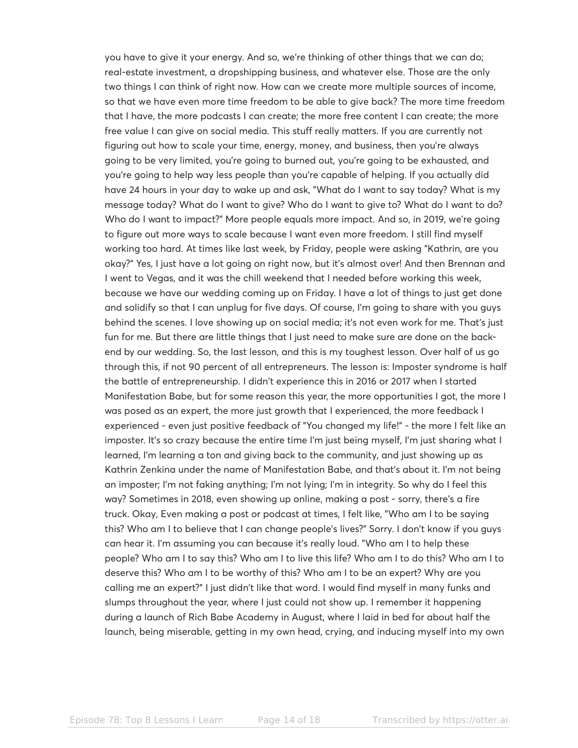you have to give it your energy. And so, we're thinking of other things that we can do; real-estate investment, a dropshipping business, and whatever else. Those are the only two things I can think of right now. How can we create more multiple sources of income, so that we have even more time freedom to be able to give back? The more time freedom that I have, the more podcasts I can create; the more free content I can create; the more free value I can give on social media. This stuff really matters. If you are currently not figuring out how to scale your time, energy, money, and business, then you're always going to be very limited, you're going to burned out, you're going to be exhausted, and you're going to help way less people than you're capable of helping. If you actually did have 24 hours in your day to wake up and ask, "What do I want to say today? What is my message today? What do I want to give? Who do I want to give to? What do I want to do? Who do I want to impact?" More people equals more impact. And so, in 2019, we're going to figure out more ways to scale because I want even more freedom. I still find myself working too hard. At times like last week, by Friday, people were asking "Kathrin, are you okay?" Yes, I just have a lot going on right now, but it's almost over! And then Brennan and I went to Vegas, and it was the chill weekend that I needed before working this week, because we have our wedding coming up on Friday. I have a lot of things to just get done and solidify so that I can unplug for five days. Of course, I'm going to share with you guys behind the scenes. I love showing up on social media; it's not even work for me. That's just fun for me. But there are little things that I just need to make sure are done on the back-end by our wedding. So, the last lesson, and this is my toughest lesson. Over half of us go through this, if not 90 percent of all entrepreneurs. The lesson is: Imposter syndrome is half the battle of entrepreneurship. I didn't experience this in 2016 or 2017 when I started Manifestation Babe, but for some reason this year, the more opportunities I got, the more I was posed as an expert, the more just growth that I experienced, the more feedback I experienced - even just positive feedback of "You changed my life!" - the more I felt like an imposter. It's so crazy because the entire time I'm just being myself, I'm just sharing what I learned, I'm learning a ton and giving back to the community, and just showing up as Kathrin Zenkina under the name of Manifestation Babe, and that's about it. I'm not being an imposter; I'm not faking anything; I'm not lying; I'm in integrity. So why do I feel this way? Sometimes in 2018, even showing up online, making a post - sorry, there's a fire truck. Okay, Even making a post or podcast at times, I felt like, "Who am I to be saying this? Who am I to believe that I can change people's lives?" Sorry. I don't know if you guys can hear it. I'm assuming you can because it's really loud. "Who am I to help these people? Who am I to say this? Who am I to live this life? Who am I to do this? Who am I to deserve this? Who am I to be worthy of this? Who am I to be an expert? Why are you calling me an expert?" I just didn't like that word. I would find myself in many funks and slumps throughout the year, where I just could not show up. I remember it happening during a launch of Rich Babe Academy in August, where I laid in bed for about half the launch, being miserable, getting in my own head, crying, and inducing myself into my own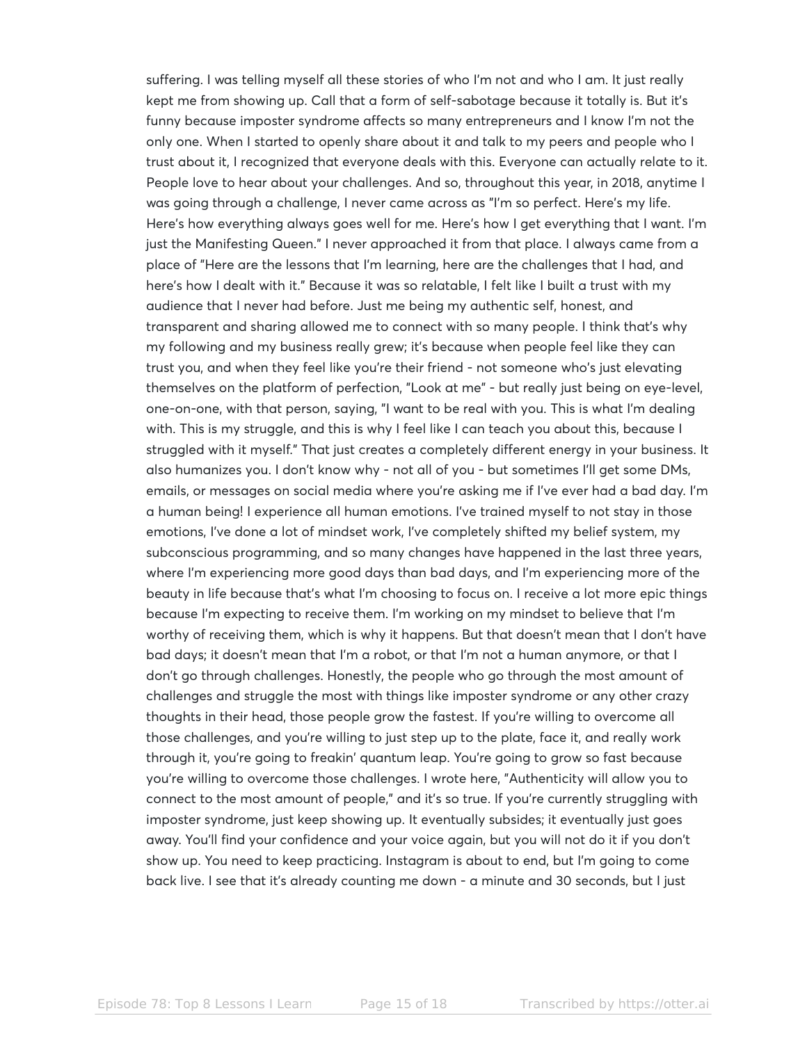suffering. I was telling myself all these stories of who I'm not and who I am. It just really kept me from showing up. Call that a form of self-sabotage because it totally is. But it's funny because imposter syndrome affects so many entrepreneurs and I know I'm not the only one. When I started to openly share about it and talk to my peers and people who I trust about it, I recognized that everyone deals with this. Everyone can actually relate to it. People love to hear about your challenges. And so, throughout this year, in 2018, anytime I was going through a challenge, I never came across as "I'm so perfect. Here's my life. Here's how everything always goes well for me. Here's how I get everything that I want. I'm just the Manifesting Queen." I never approached it from that place. I always came from a place of "Here are the lessons that I'm learning, here are the challenges that I had, and here's how I dealt with it." Because it was so relatable, I felt like I built a trust with my audience that I never had before. Just me being my authentic self, honest, and transparent and sharing allowed me to connect with so many people. I think that's why my following and my business really grew; it's because when people feel like they can trust you, and when they feel like you're their friend - not someone who's just elevating themselves on the platform of perfection, "Look at me" - but really just being on eye-level, one-on-one, with that person, saying, "I want to be real with you. This is what I'm dealing with. This is my struggle, and this is why I feel like I can teach you about this, because I struggled with it myself." That just creates a completely different energy in your business. It also humanizes you. I don't know why - not all of you - but sometimes I'll get some DMs, emails, or messages on social media where you're asking me if I've ever had a bad day. I'm a human being! I experience all human emotions. I've trained myself to not stay in those emotions, I've done a lot of mindset work, I've completely shifted my belief system, my subconscious programming, and so many changes have happened in the last three years, where I'm experiencing more good days than bad days, and I'm experiencing more of the beauty in life because that's what I'm choosing to focus on. I receive a lot more epic things because I'm expecting to receive them. I'm working on my mindset to believe that I'm worthy of receiving them, which is why it happens. But that doesn't mean that I don't have bad days; it doesn't mean that I'm a robot, or that I'm not a human anymore, or that I don't go through challenges. Honestly, the people who go through the most amount of challenges and struggle the most with things like imposter syndrome or any other crazy thoughts in their head, those people grow the fastest. If you're willing to overcome all those challenges, and you're willing to just step up to the plate, face it, and really work through it, you're going to freakin' quantum leap. You're going to grow so fast because you're willing to overcome those challenges. I wrote here, "Authenticity will allow you to connect to the most amount of people," and it's so true. If you're currently struggling with imposter syndrome, just keep showing up. It eventually subsides; it eventually just goes away. You'll find your confidence and your voice again, but you will not do it if you don't show up. You need to keep practicing. Instagram is about to end, but I'm going to come back live. I see that it's already counting me down - a minute and 30 seconds, but I just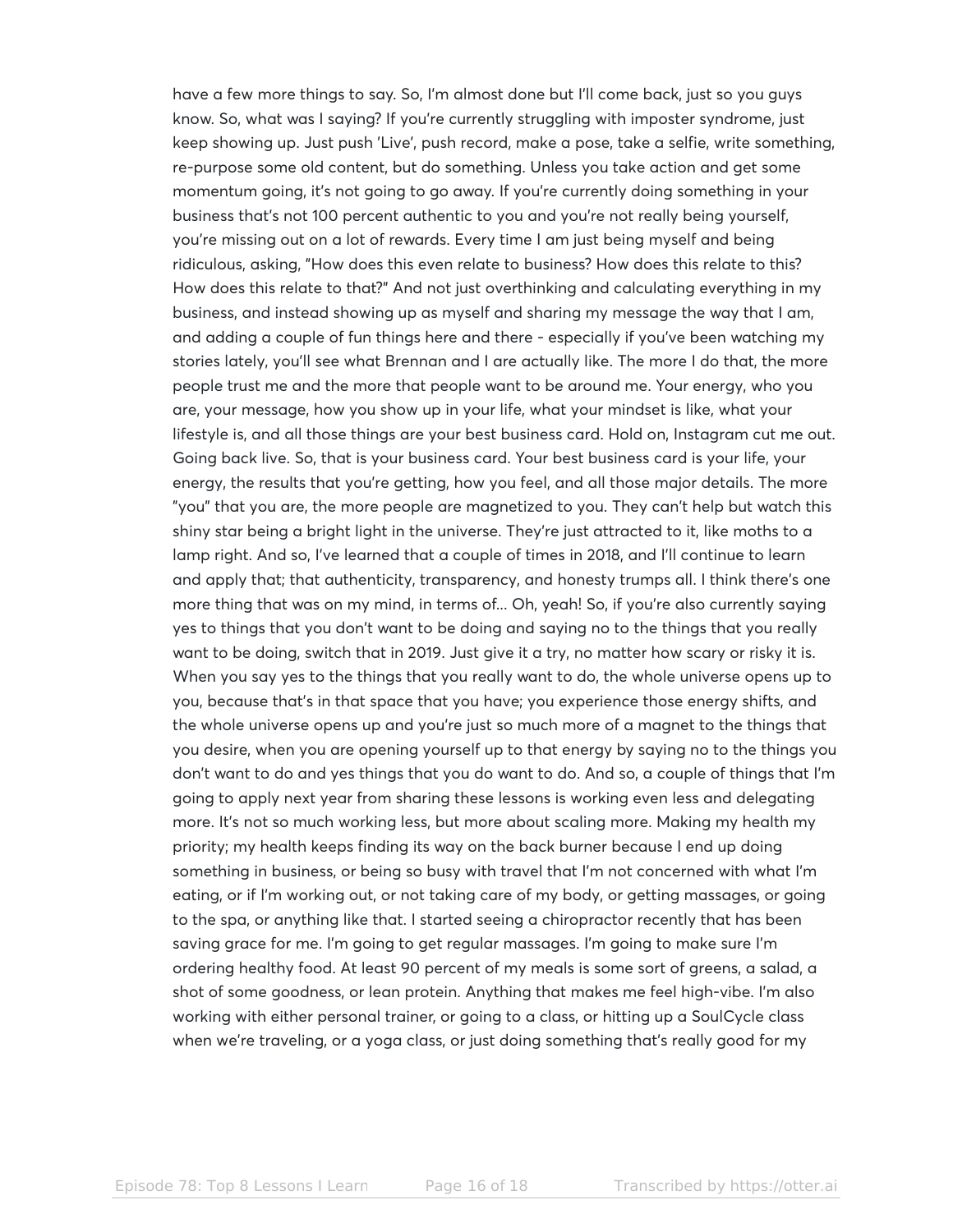have a few more things to say. So, I'm almost done but I'll come back, just so you guys know. So, what was I saying? If you're currently struggling with imposter syndrome, just keep showing up. Just push 'Live', push record, make a pose, take a selfie, write something, re-purpose some old content, but do something. Unless you take action and get some momentum going, it's not going to go away. If you're currently doing something in your business that's not 100 percent authentic to you and you're not really being yourself, you're missing out on a lot of rewards. Every time I am just being myself and being ridiculous, asking, "How does this even relate to business? How does this relate to this? How does this relate to that?" And not just overthinking and calculating everything in my business, and instead showing up as myself and sharing my message the way that I am, and adding a couple of fun things here and there - especially if you've been watching my stories lately, you'll see what Brennan and I are actually like. The more I do that, the more people trust me and the more that people want to be around me. Your energy, who you are, your message, how you show up in your life, what your mindset is like, what your lifestyle is, and all those things are your best business card. Hold on, Instagram cut me out. Going back live. So, that is your business card. Your best business card is your life, your energy, the results that you're getting, how you feel, and all those major details. The more "you" that you are, the more people are magnetized to you. They can't help but watch this shiny star being a bright light in the universe. They're just attracted to it, like moths to a lamp right. And so, I've learned that a couple of times in 2018, and I'll continue to learn and apply that; that authenticity, transparency, and honesty trumps all. I think there's one more thing that was on my mind, in terms of… Oh, yeah! So, if you're also currently saying yes to things that you don't want to be doing and saying no to the things that you really want to be doing, switch that in 2019. Just give it a try, no matter how scary or risky it is. When you say yes to the things that you really want to do, the whole universe opens up to you, because that's in that space that you have; you experience those energy shifts, and the whole universe opens up and you're just so much more of a magnet to the things that you desire, when you are opening yourself up to that energy by saying no to the things you don't want to do and yes things that you do want to do. And so, a couple of things that I'm going to apply next year from sharing these lessons is working even less and delegating more. It's not so much working less, but more about scaling more. Making my health my priority; my health keeps finding its way on the back burner because I end up doing something in business, or being so busy with travel that I'm not concerned with what I'm eating, or if I'm working out, or not taking care of my body, or getting massages, or going to the spa, or anything like that. I started seeing a chiropractor recently that has been saving grace for me. I'm going to get regular massages. I'm going to make sure I'm ordering healthy food. At least 90 percent of my meals is some sort of greens, a salad, a shot of some goodness, or lean protein. Anything that makes me feel high-vibe. I'm also working with either personal trainer, or going to a class, or hitting up a SoulCycle class when we're traveling, or a yoga class, or just doing something that's really good for my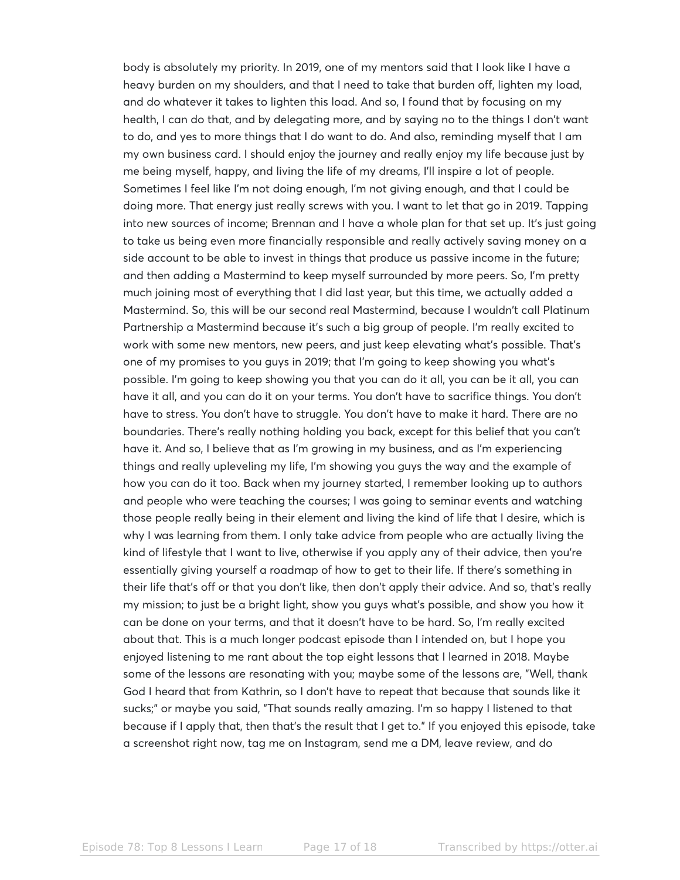body is absolutely my priority. In 2019, one of my mentors said that I look like I have a heavy burden on my shoulders, and that I need to take that burden off, lighten my load, and do whatever it takes to lighten this load. And so, I found that by focusing on my health, I can do that, and by delegating more, and by saying no to the things I don't want to do, and yes to more things that I do want to do. And also, reminding myself that I am my own business card. I should enjoy the journey and really enjoy my life because just by me being myself, happy, and living the life of my dreams, I'll inspire a lot of people. Sometimes I feel like I'm not doing enough, I'm not giving enough, and that I could be doing more. That energy just really screws with you. I want to let that go in 2019. Tapping into new sources of income; Brennan and I have a whole plan for that set up. It's just going to take us being even more financially responsible and really actively saving money on a side account to be able to invest in things that produce us passive income in the future; and then adding a Mastermind to keep myself surrounded by more peers. So, I'm pretty much joining most of everything that I did last year, but this time, we actually added a Mastermind. So, this will be our second real Mastermind, because I wouldn't call Platinum Partnership a Mastermind because it's such a big group of people. I'm really excited to work with some new mentors, new peers, and just keep elevating what's possible. That's one of my promises to you guys in 2019; that I'm going to keep showing you what's possible. I'm going to keep showing you that you can do it all, you can be it all, you can have it all, and you can do it on your terms. You don't have to sacrifice things. You don't have to stress. You don't have to struggle. You don't have to make it hard. There are no boundaries. There's really nothing holding you back, except for this belief that you can't have it. And so, I believe that as I'm growing in my business, and as I'm experiencing things and really upleveling my life, I'm showing you guys the way and the example of how you can do it too. Back when my journey started, I remember looking up to authors and people who were teaching the courses; I was going to seminar events and watching those people really being in their element and living the kind of life that I desire, which is why I was learning from them. I only take advice from people who are actually living the kind of lifestyle that I want to live, otherwise if you apply any of their advice, then you're essentially giving yourself a roadmap of how to get to their life. If there's something in their life that's off or that you don't like, then don't apply their advice. And so, that's really my mission; to just be a bright light, show you guys what's possible, and show you how it can be done on your terms, and that it doesn't have to be hard. So, I'm really excited about that. This is a much longer podcast episode than I intended on, but I hope you enjoyed listening to me rant about the top eight lessons that I learned in 2018. Maybe some of the lessons are resonating with you; maybe some of the lessons are, "Well, thank God I heard that from Kathrin, so I don't have to repeat that because that sounds like it sucks;" or maybe you said, "That sounds really amazing. I'm so happy I listened to that because if I apply that, then that's the result that I get to." If you enjoyed this episode, take a screenshot right now, tag me on Instagram, send me a DM, leave review, and do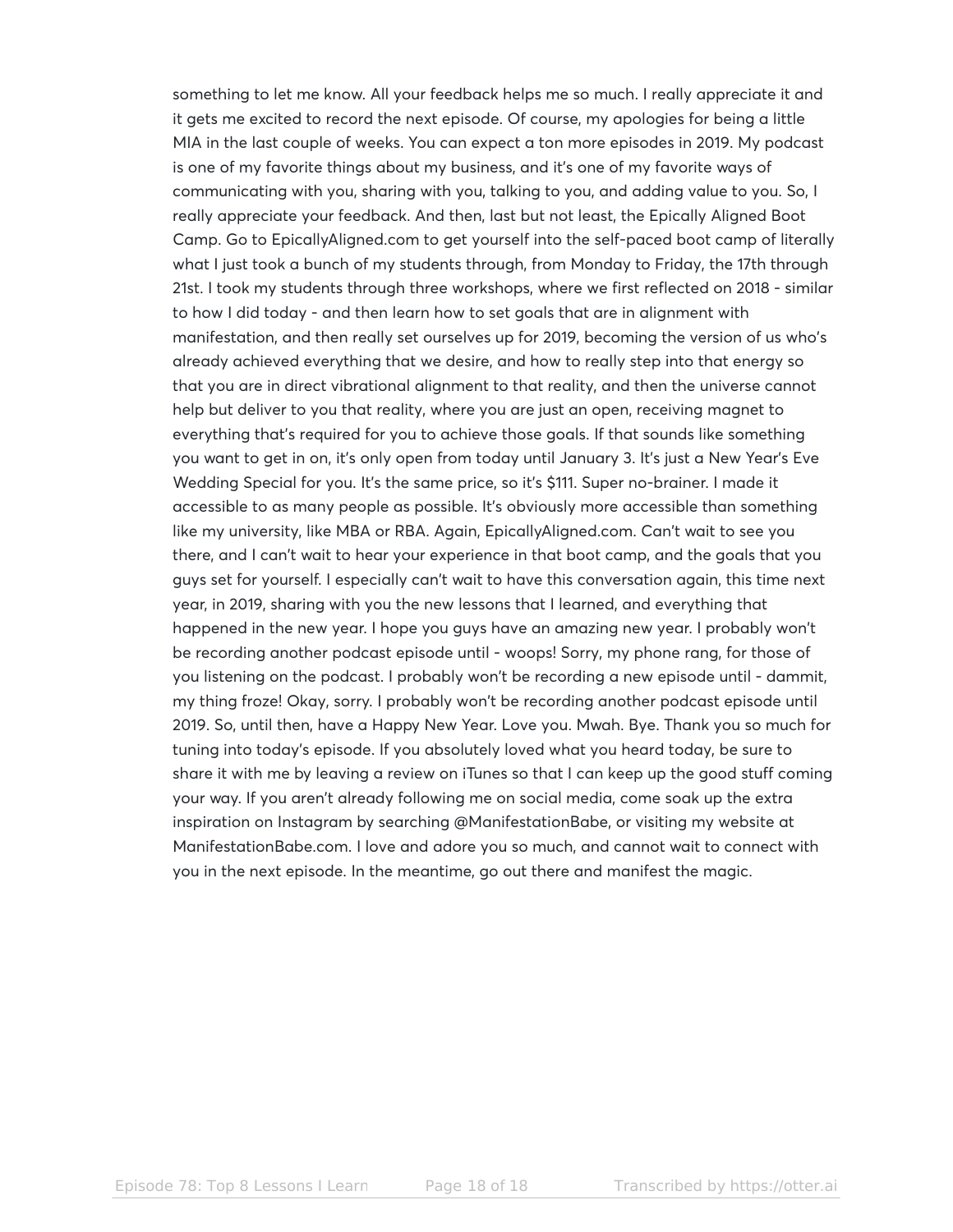something to let me know. All your feedback helps me so much. I really appreciate it and it gets me excited to record the next episode. Of course, my apologies for being a little MIA in the last couple of weeks. You can expect a ton more episodes in 2019. My podcast is one of my favorite things about my business, and it's one of my favorite ways of communicating with you, sharing with you, talking to you, and adding value to you. So, I really appreciate your feedback. And then, last but not least, the Epically Aligned Boot Camp. Go to EpicallyAligned.com to get yourself into the self-paced boot camp of literally what I just took a bunch of my students through, from Monday to Friday, the 17th through 21st. I took my students through three workshops, where we first reflected on 2018 - similar to how I did today - and then learn how to set goals that are in alignment with manifestation, and then really set ourselves up for 2019, becoming the version of us who's already achieved everything that we desire, and how to really step into that energy so that you are in direct vibrational alignment to that reality, and then the universe cannot help but deliver to you that reality, where you are just an open, receiving magnet to everything that's required for you to achieve those goals. If that sounds like something you want to get in on, it's only open from today until January 3. It's just a New Year's Eve Wedding Special for you. It's the same price, so it's $111. Super no-brainer. I made it accessible to as many people as possible. It's obviously more accessible than something like my university, like MBA or RBA. Again, EpicallyAligned.com. Can't wait to see you there, and I can't wait to hear your experience in that boot camp, and the goals that you guys set for yourself. I especially can't wait to have this conversation again, this time next year, in 2019, sharing with you the new lessons that I learned, and everything that happened in the new year. I hope you guys have an amazing new year. I probably won't be recording another podcast episode until - woops! Sorry, my phone rang, for those of you listening on the podcast. I probably won't be recording a new episode until - dammit, my thing froze! Okay, sorry. I probably won't be recording another podcast episode until 2019. So, until then, have a Happy New Year. Love you. Mwah. Bye. Thank you so much for tuning into today's episode. If you absolutely loved what you heard today, be sure to share it with me by leaving a review on iTunes so that I can keep up the good stuff coming your way. If you aren't already following me on social media, come soak up the extra inspiration on Instagram by searching @ManifestationBabe, or visiting my website at ManifestationBabe.com. I love and adore you so much, and cannot wait to connect with you in the next episode. In the meantime, go out there and manifest the magic.